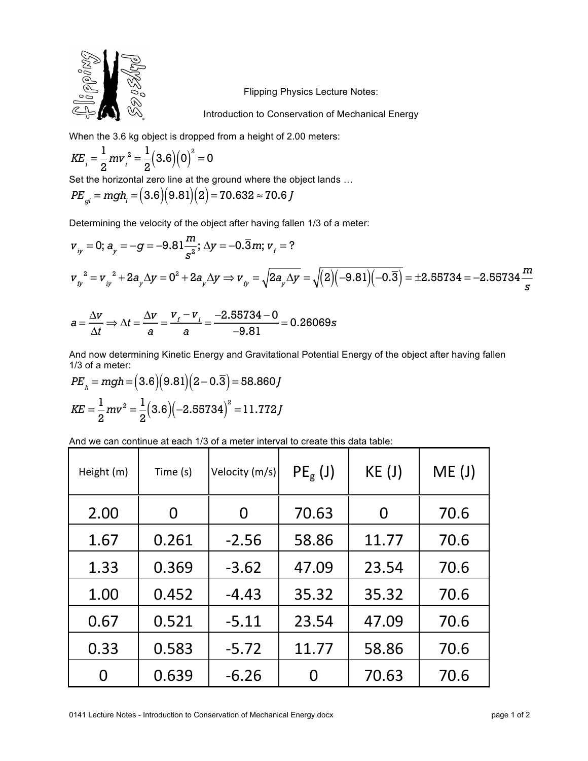Flipping Physics Lecture Notes:

Introduction to Conservation of Mechanical Energy

When the 3.6 kg object is dropped from a height of 2.00 meters:

$$KE_i = \frac{1}{2}mv_i^2 = \frac{1}{2}(3.6)(0)^2 = 0$$

Set the horizontal zero line at the ground where the object lands …

$$PE_{gi} = mgh_i = (3.6)(9.81)(2) = 70.632 \approx 70.6\,J$$

Determining the velocity of the object after having fallen 1/3 of a meter:

$$v_{iy} = 0;\ a_y = -g = -9.81\frac{m}{s^2};\ \Delta y = -0.\overline{3}m;\ v_f = ?$$

$$v_{fy}^2 = v_{iy}^2 + 2a_y\Delta y = 0^2 + 2a_y\Delta y \Rightarrow v_{fy} = \sqrt{2a_y\Delta y} = \sqrt{(2)(-9.81)(-0.\overline{3})} = \pm 2.55734 = -2.55734\frac{m}{s}$$

$$a = \frac{\Delta v}{\Delta t} \Rightarrow \Delta t = \frac{\Delta v}{a} = \frac{v_f - v_i}{a} = \frac{-2.55734 - 0}{-9.81} = 0.26069s$$

And now determining Kinetic Energy and Gravitational Potential Energy of the object after having fallen 1/3 of a meter:

$$PE_h = mgh = (3.6)(9.81)(2 - 0.\overline{3}) = 58.860J$$

$$KE = \frac{1}{2}mv^2 = \frac{1}{2}(3.6)(-2.55734)^2 = 11.772J$$

And we can continue at each 1/3 of a meter interval to create this data table:

| Height (m) | Time (s) | Velocity (m/s) | $PE_g$ (J) | KE (J) | ME (J) |
|---|---|---|---|---|---|
| 2.00 | 0 | 0 | 70.63 | 0 | 70.6 |
| 1.67 | 0.261 | -2.56 | 58.86 | 11.77 | 70.6 |
| 1.33 | 0.369 | -3.62 | 47.09 | 23.54 | 70.6 |
| 1.00 | 0.452 | -4.43 | 35.32 | 35.32 | 70.6 |
| 0.67 | 0.521 | -5.11 | 23.54 | 47.09 | 70.6 |
| 0.33 | 0.583 | -5.72 | 11.77 | 58.86 | 70.6 |
| 0 | 0.639 | -6.26 | 0 | 70.63 | 70.6 |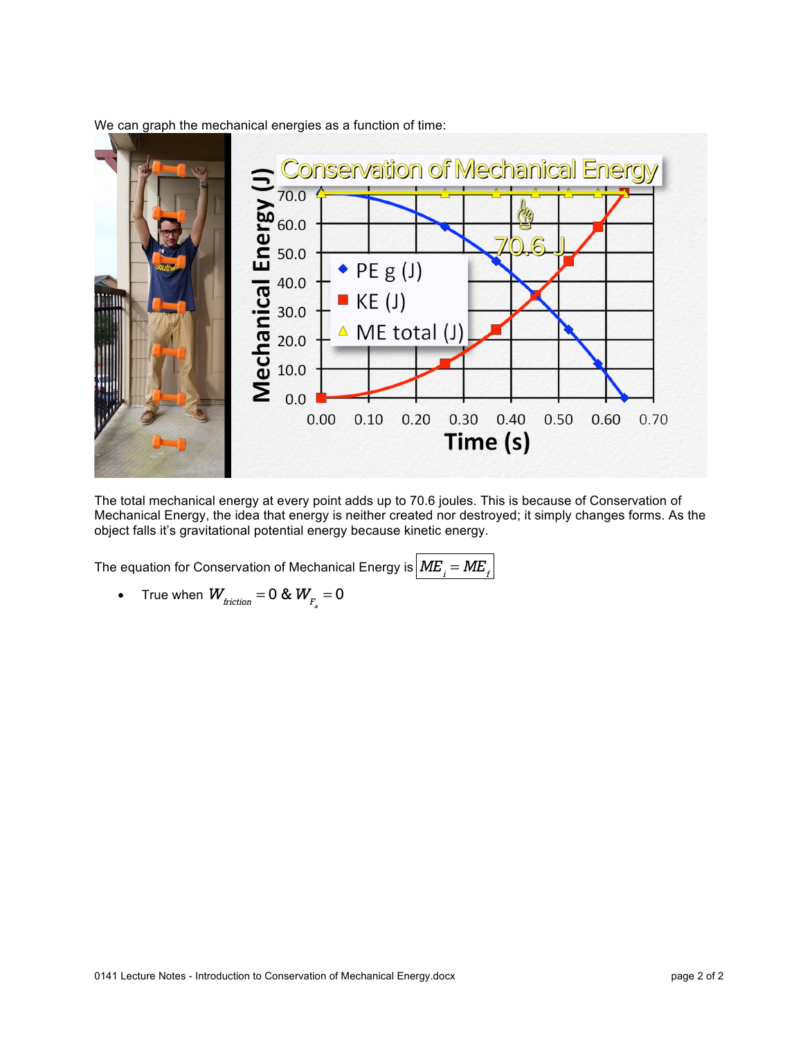We can graph the mechanical energies as a function of time:

Conservation of Mechanical Energy

Mechanical Energy (J)

70.0
60.0
50.0
40.0
30.0
20.0
10.0
0.0

0.00 0.10 0.20 0.30 0.40 0.50 0.60 0.70

Time (s)

PE g (J)
KE (J)
ME total (J)

70.6 J

The total mechanical energy at every point adds up to 70.6 joules. This is because of Conservation of Mechanical Energy, the idea that energy is neither created nor destroyed; it simply changes forms. As the object falls it's gravitational potential energy because kinetic energy.

The equation for Conservation of Mechanical Energy is $ME_i = ME_f$

- True when $W_{friction} = 0$ & $W_{F_a} = 0$